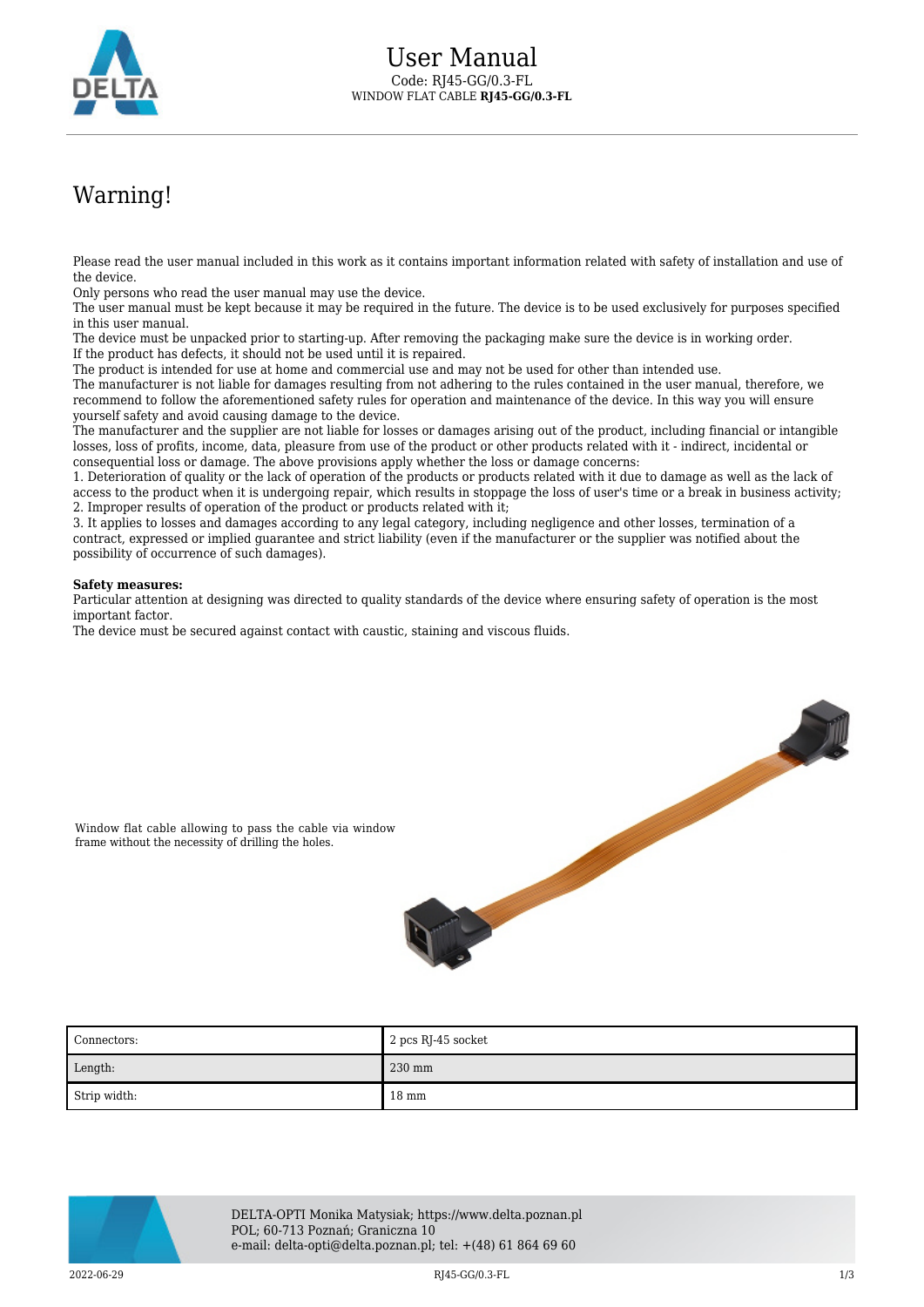# User Manual

Code: RJ45-GG/0.3-FL

WINDOW FLAT CABLE **RJ45-GG/0.3-FL**

## Warning!

Please read the user manual included in this work as it contains important information related with safety of installation and use of the device.
Only persons who read the user manual may use the device.
The user manual must be kept because it may be required in the future. The device is to be used exclusively for purposes specified in this user manual.
The device must be unpacked prior to starting-up. After removing the packaging make sure the device is in working order.
If the product has defects, it should not be used until it is repaired.
The product is intended for use at home and commercial use and may not be used for other than intended use.
The manufacturer is not liable for damages resulting from not adhering to the rules contained in the user manual, therefore, we recommend to follow the aforementioned safety rules for operation and maintenance of the device. In this way you will ensure yourself safety and avoid causing damage to the device.
The manufacturer and the supplier are not liable for losses or damages arising out of the product, including financial or intangible losses, loss of profits, income, data, pleasure from use of the product or other products related with it - indirect, incidental or consequential loss or damage. The above provisions apply whether the loss or damage concerns:
1. Deterioration of quality or the lack of operation of the products or products related with it due to damage as well as the lack of access to the product when it is undergoing repair, which results in stoppage the loss of user's time or a break in business activity;
2. Improper results of operation of the product or products related with it;
3. It applies to losses and damages according to any legal category, including negligence and other losses, termination of a contract, expressed or implied guarantee and strict liability (even if the manufacturer or the supplier was notified about the possibility of occurrence of such damages).

**Safety measures:**
Particular attention at designing was directed to quality standards of the device where ensuring safety of operation is the most important factor.
The device must be secured against contact with caustic, staining and viscous fluids.

Window flat cable allowing to pass the cable via window frame without the necessity of drilling the holes.

| Connectors: | 2 pcs RJ-45 socket |
|---|---|
| Length: | 230 mm |
| Strip width: | 18 mm |

DELTA-OPTI Monika Matysiak; https://www.delta.poznan.pl
POL; 60-713 Poznań; Graniczna 10
e-mail: delta-opti@delta.poznan.pl; tel: +(48) 61 864 69 60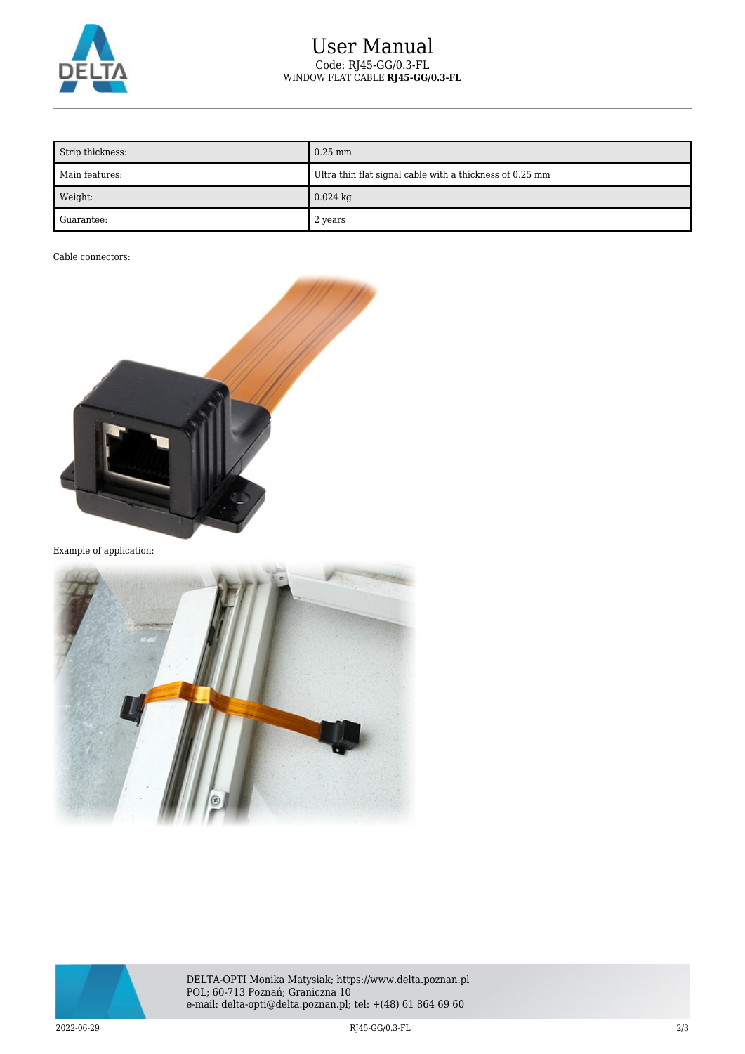| Strip thickness: | 0.25 mm |
| --- | --- |
| Main features: | Ultra thin flat signal cable with a thickness of 0.25 mm |
| Weight: | 0.024 kg |
| Guarantee: | 2 years |

Cable connectors:

Example of application:

DELTA-OPTI Monika Matysiak; https://www.delta.poznan.pl
POL; 60-713 Poznań; Graniczna 10
e-mail: delta-opti@delta.poznan.pl; tel: +(48) 61 864 69 60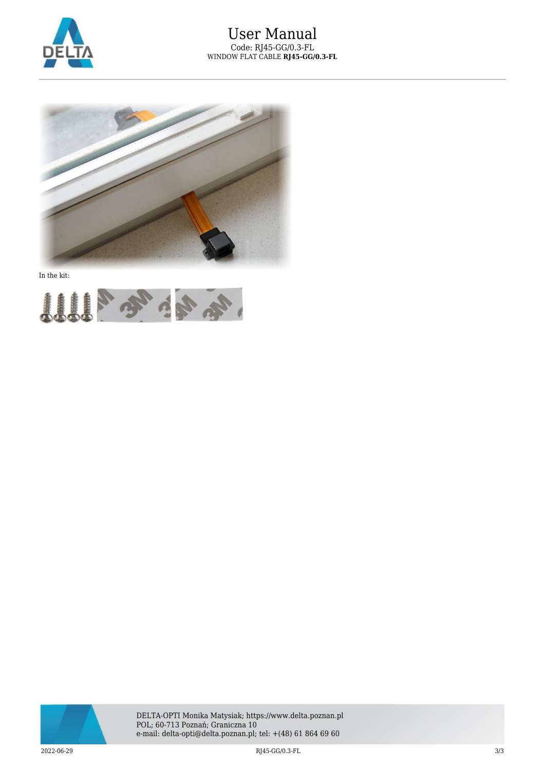In the kit: